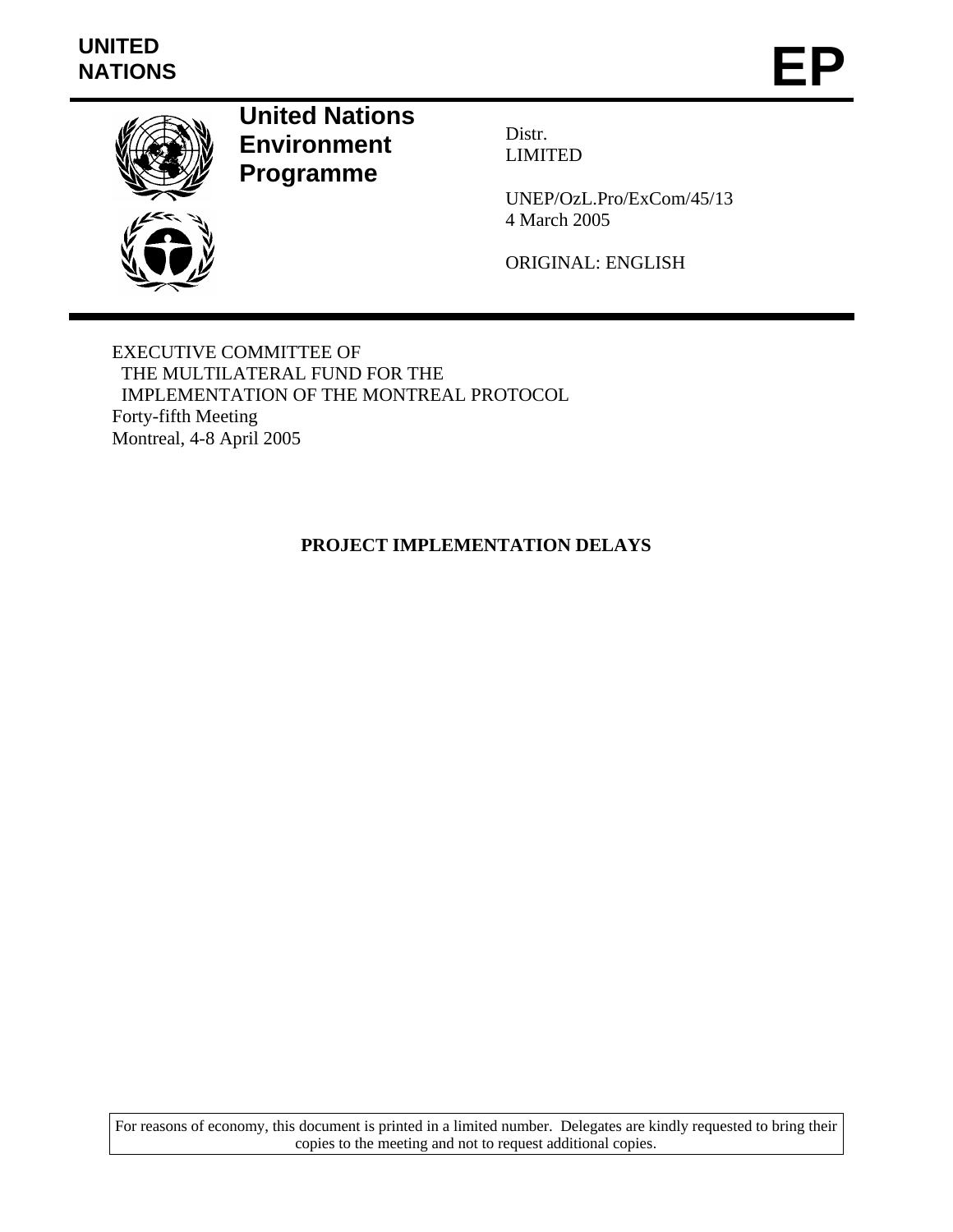UNITED NATIONS

# EP

**United Nations Environment Programme**

Distr.
LIMITED

UNEP/OzL.Pro/ExCom/45/13
4 March 2005

ORIGINAL: ENGLISH

EXECUTIVE COMMITTEE OF
THE MULTILATERAL FUND FOR THE
IMPLEMENTATION OF THE MONTREAL PROTOCOL
Forty-fifth Meeting
Montreal, 4-8 April 2005

## PROJECT IMPLEMENTATION DELAYS

For reasons of economy, this document is printed in a limited number. Delegates are kindly requested to bring their copies to the meeting and not to request additional copies.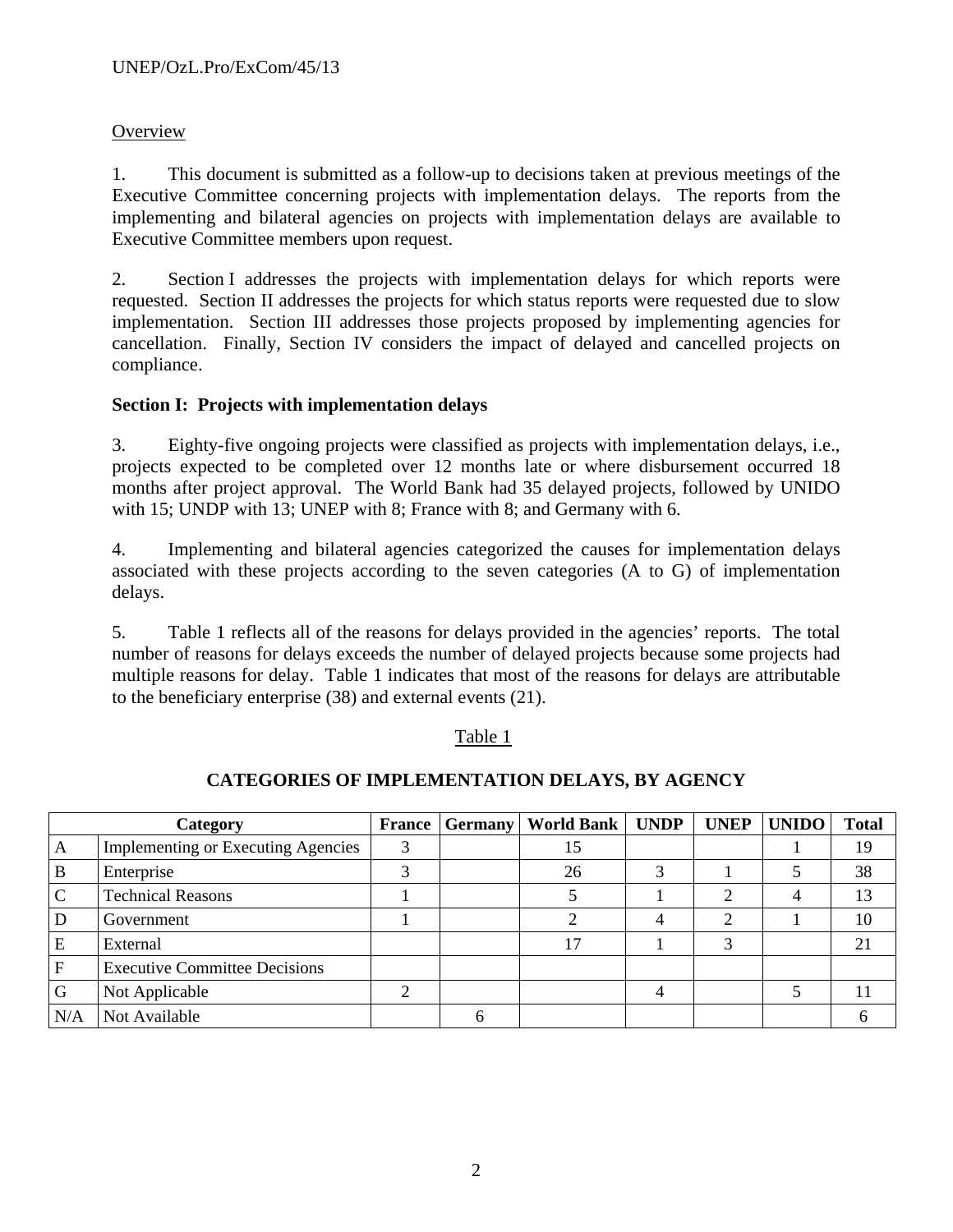## Overview

1. This document is submitted as a follow-up to decisions taken at previous meetings of the Executive Committee concerning projects with implementation delays. The reports from the implementing and bilateral agencies on projects with implementation delays are available to Executive Committee members upon request.

2. Section I addresses the projects with implementation delays for which reports were requested. Section II addresses the projects for which status reports were requested due to slow implementation. Section III addresses those projects proposed by implementing agencies for cancellation. Finally, Section IV considers the impact of delayed and cancelled projects on compliance.

## Section I: Projects with implementation delays

3. Eighty-five ongoing projects were classified as projects with implementation delays, i.e., projects expected to be completed over 12 months late or where disbursement occurred 18 months after project approval. The World Bank had 35 delayed projects, followed by UNIDO with 15; UNDP with 13; UNEP with 8; France with 8; and Germany with 6.

4. Implementing and bilateral agencies categorized the causes for implementation delays associated with these projects according to the seven categories (A to G) of implementation delays.

5. Table 1 reflects all of the reasons for delays provided in the agencies' reports. The total number of reasons for delays exceeds the number of delayed projects because some projects had multiple reasons for delay. Table 1 indicates that most of the reasons for delays are attributable to the beneficiary enterprise (38) and external events (21).

Table 1

**CATEGORIES OF IMPLEMENTATION DELAYS, BY AGENCY**

| Category | | France | Germany | World Bank | UNDP | UNEP | UNIDO | Total |
|---|---|---|---|---|---|---|---|---|
| A | Implementing or Executing Agencies | 3 | | 15 | | | 1 | 19 |
| B | Enterprise | 3 | | 26 | 3 | 1 | 5 | 38 |
| C | Technical Reasons | 1 | | 5 | 1 | 2 | 4 | 13 |
| D | Government | 1 | | 2 | 4 | 2 | 1 | 10 |
| E | External | | | 17 | 1 | 3 | | 21 |
| F | Executive Committee Decisions | | | | | | | |
| G | Not Applicable | 2 | | | 4 | | 5 | 11 |
| N/A | Not Available | | 6 | | | | | 6 |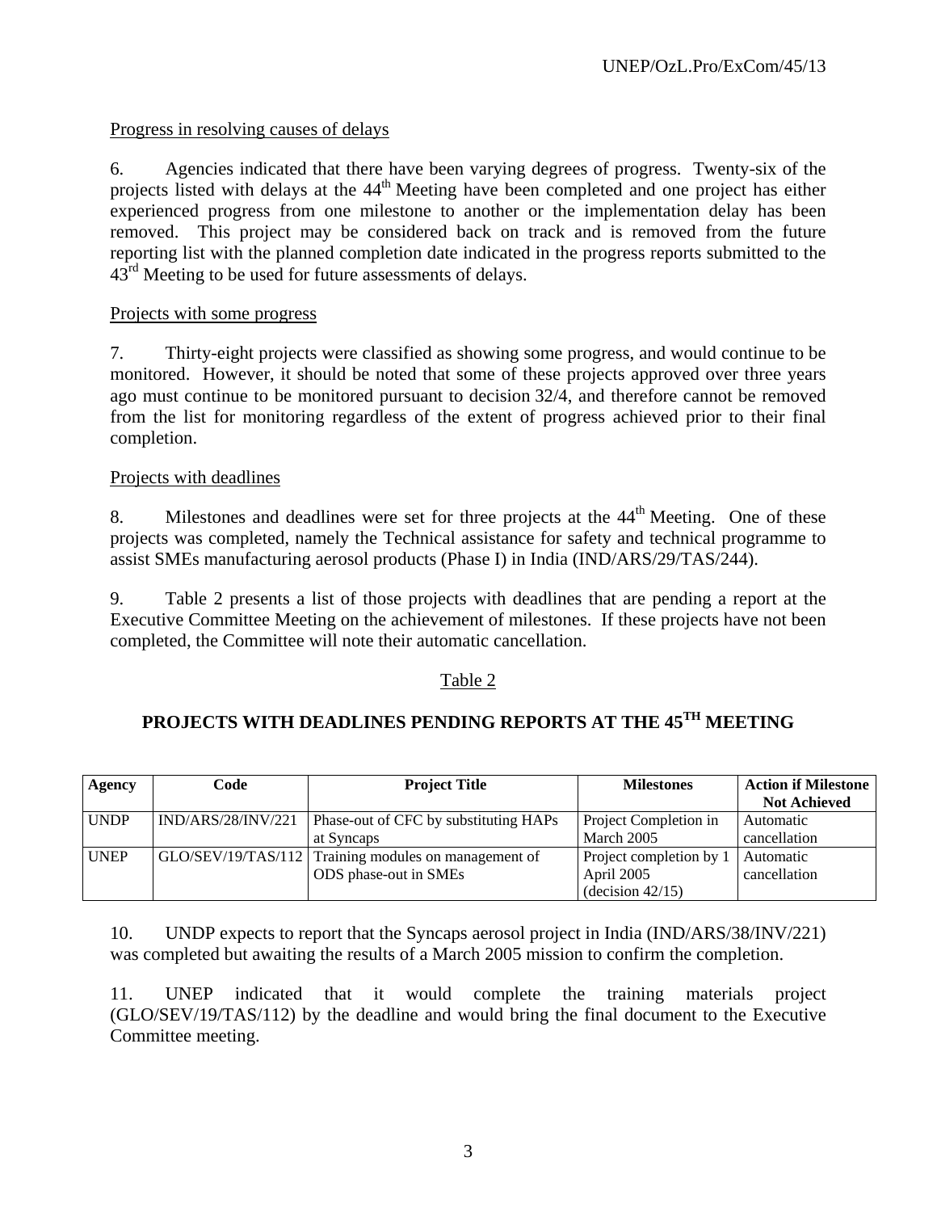Progress in resolving causes of delays

6. Agencies indicated that there have been varying degrees of progress. Twenty-six of the projects listed with delays at the 44th Meeting have been completed and one project has either experienced progress from one milestone to another or the implementation delay has been removed. This project may be considered back on track and is removed from the future reporting list with the planned completion date indicated in the progress reports submitted to the 43rd Meeting to be used for future assessments of delays.

Projects with some progress

7. Thirty-eight projects were classified as showing some progress, and would continue to be monitored. However, it should be noted that some of these projects approved over three years ago must continue to be monitored pursuant to decision 32/4, and therefore cannot be removed from the list for monitoring regardless of the extent of progress achieved prior to their final completion.

Projects with deadlines

8. Milestones and deadlines were set for three projects at the 44th Meeting. One of these projects was completed, namely the Technical assistance for safety and technical programme to assist SMEs manufacturing aerosol products (Phase I) in India (IND/ARS/29/TAS/244).

9. Table 2 presents a list of those projects with deadlines that are pending a report at the Executive Committee Meeting on the achievement of milestones. If these projects have not been completed, the Committee will note their automatic cancellation.

Table 2

**PROJECTS WITH DEADLINES PENDING REPORTS AT THE 45TH MEETING**

| Agency | Code | Project Title | Milestones | Action if Milestone Not Achieved |
|---|---|---|---|---|
| UNDP | IND/ARS/28/INV/221 | Phase-out of CFC by substituting HAPs at Syncaps | Project Completion in March 2005 | Automatic cancellation |
| UNEP | GLO/SEV/19/TAS/112 | Training modules on management of ODS phase-out in SMEs | Project completion by 1 April 2005 (decision 42/15) | Automatic cancellation |

10. UNDP expects to report that the Syncaps aerosol project in India (IND/ARS/38/INV/221) was completed but awaiting the results of a March 2005 mission to confirm the completion.

11. UNEP indicated that it would complete the training materials project (GLO/SEV/19/TAS/112) by the deadline and would bring the final document to the Executive Committee meeting.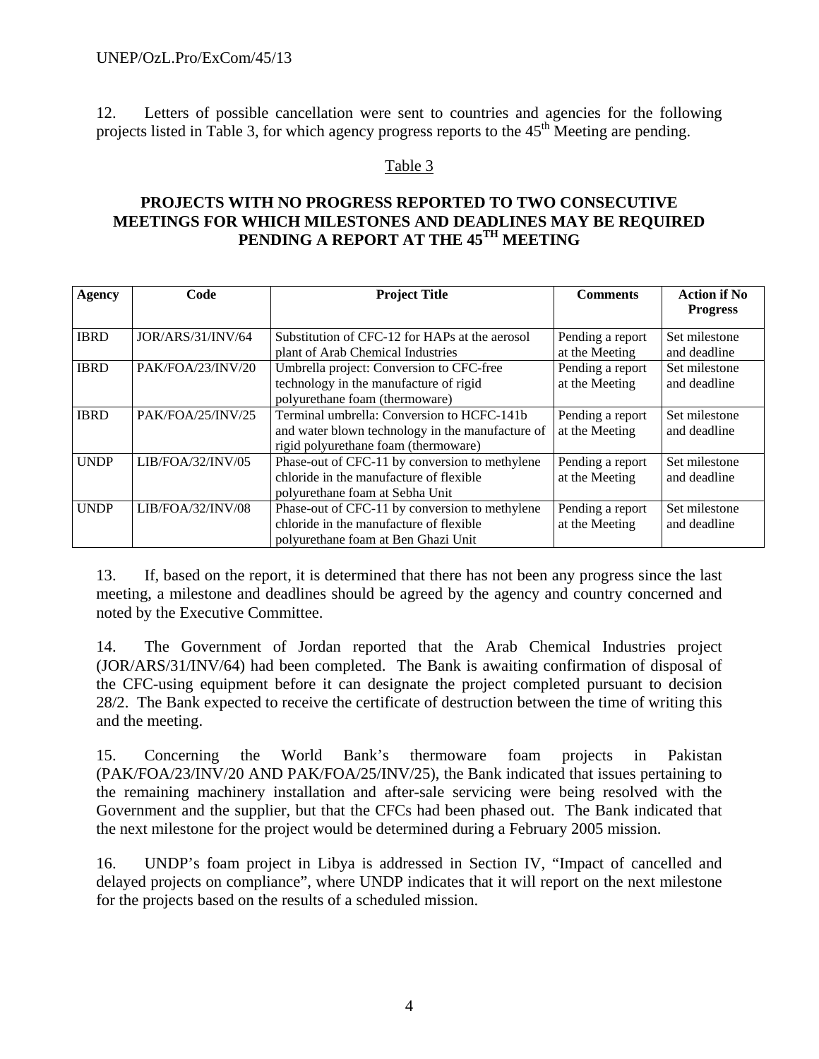12. Letters of possible cancellation were sent to countries and agencies for the following projects listed in Table 3, for which agency progress reports to the 45th Meeting are pending.

Table 3

**PROJECTS WITH NO PROGRESS REPORTED TO TWO CONSECUTIVE MEETINGS FOR WHICH MILESTONES AND DEADLINES MAY BE REQUIRED PENDING A REPORT AT THE 45TH MEETING**

| Agency | Code | Project Title | Comments | Action if No Progress |
|---|---|---|---|---|
| IBRD | JOR/ARS/31/INV/64 | Substitution of CFC-12 for HAPs at the aerosol plant of Arab Chemical Industries | Pending a report at the Meeting | Set milestone and deadline |
| IBRD | PAK/FOA/23/INV/20 | Umbrella project: Conversion to CFC-free technology in the manufacture of rigid polyurethane foam (thermoware) | Pending a report at the Meeting | Set milestone and deadline |
| IBRD | PAK/FOA/25/INV/25 | Terminal umbrella: Conversion to HCFC-141b and water blown technology in the manufacture of rigid polyurethane foam (thermoware) | Pending a report at the Meeting | Set milestone and deadline |
| UNDP | LIB/FOA/32/INV/05 | Phase-out of CFC-11 by conversion to methylene chloride in the manufacture of flexible polyurethane foam at Sebha Unit | Pending a report at the Meeting | Set milestone and deadline |
| UNDP | LIB/FOA/32/INV/08 | Phase-out of CFC-11 by conversion to methylene chloride in the manufacture of flexible polyurethane foam at Ben Ghazi Unit | Pending a report at the Meeting | Set milestone and deadline |

13. If, based on the report, it is determined that there has not been any progress since the last meeting, a milestone and deadlines should be agreed by the agency and country concerned and noted by the Executive Committee.

14. The Government of Jordan reported that the Arab Chemical Industries project (JOR/ARS/31/INV/64) had been completed. The Bank is awaiting confirmation of disposal of the CFC-using equipment before it can designate the project completed pursuant to decision 28/2. The Bank expected to receive the certificate of destruction between the time of writing this and the meeting.

15. Concerning the World Bank's thermoware foam projects in Pakistan (PAK/FOA/23/INV/20 AND PAK/FOA/25/INV/25), the Bank indicated that issues pertaining to the remaining machinery installation and after-sale servicing were being resolved with the Government and the supplier, but that the CFCs had been phased out. The Bank indicated that the next milestone for the project would be determined during a February 2005 mission.

16. UNDP's foam project in Libya is addressed in Section IV, "Impact of cancelled and delayed projects on compliance", where UNDP indicates that it will report on the next milestone for the projects based on the results of a scheduled mission.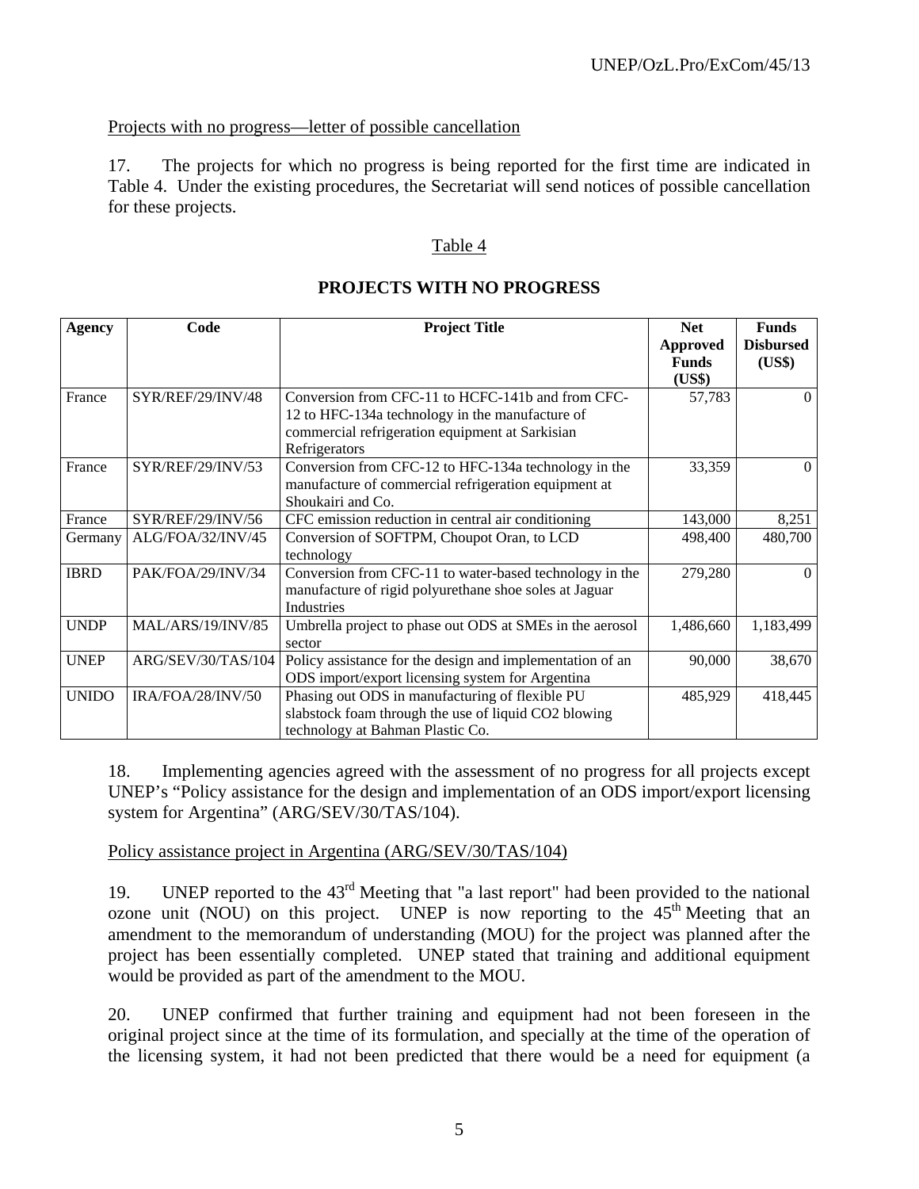Projects with no progress—letter of possible cancellation

17. The projects for which no progress is being reported for the first time are indicated in Table 4. Under the existing procedures, the Secretariat will send notices of possible cancellation for these projects.

Table 4

**PROJECTS WITH NO PROGRESS**

| Agency | Code | Project Title | Net Approved Funds (US$) | Funds Disbursed (US$) |
|---|---|---|---|---|
| France | SYR/REF/29/INV/48 | Conversion from CFC-11 to HCFC-141b and from CFC-12 to HFC-134a technology in the manufacture of commercial refrigeration equipment at Sarkisian Refrigerators | 57,783 | 0 |
| France | SYR/REF/29/INV/53 | Conversion from CFC-12 to HFC-134a technology in the manufacture of commercial refrigeration equipment at Shoukairi and Co. | 33,359 | 0 |
| France | SYR/REF/29/INV/56 | CFC emission reduction in central air conditioning | 143,000 | 8,251 |
| Germany | ALG/FOA/32/INV/45 | Conversion of SOFTPM, Choupot Oran, to LCD technology | 498,400 | 480,700 |
| IBRD | PAK/FOA/29/INV/34 | Conversion from CFC-11 to water-based technology in the manufacture of rigid polyurethane shoe soles at Jaguar Industries | 279,280 | 0 |
| UNDP | MAL/ARS/19/INV/85 | Umbrella project to phase out ODS at SMEs in the aerosol sector | 1,486,660 | 1,183,499 |
| UNEP | ARG/SEV/30/TAS/104 | Policy assistance for the design and implementation of an ODS import/export licensing system for Argentina | 90,000 | 38,670 |
| UNIDO | IRA/FOA/28/INV/50 | Phasing out ODS in manufacturing of flexible PU slabstock foam through the use of liquid CO2 blowing technology at Bahman Plastic Co. | 485,929 | 418,445 |

18. Implementing agencies agreed with the assessment of no progress for all projects except UNEP's "Policy assistance for the design and implementation of an ODS import/export licensing system for Argentina" (ARG/SEV/30/TAS/104).

Policy assistance project in Argentina (ARG/SEV/30/TAS/104)

19. UNEP reported to the 43rd Meeting that "a last report" had been provided to the national ozone unit (NOU) on this project. UNEP is now reporting to the 45th Meeting that an amendment to the memorandum of understanding (MOU) for the project was planned after the project has been essentially completed. UNEP stated that training and additional equipment would be provided as part of the amendment to the MOU.

20. UNEP confirmed that further training and equipment had not been foreseen in the original project since at the time of its formulation, and specially at the time of the operation of the licensing system, it had not been predicted that there would be a need for equipment (a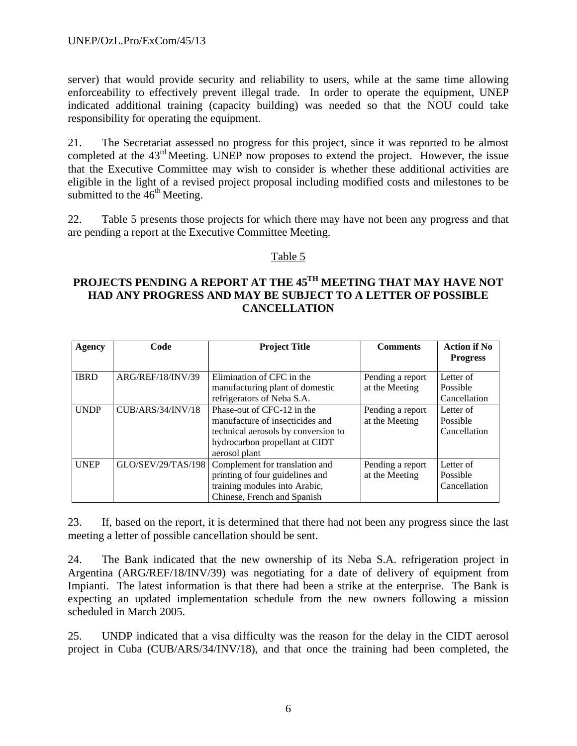server) that would provide security and reliability to users, while at the same time allowing enforceability to effectively prevent illegal trade. In order to operate the equipment, UNEP indicated additional training (capacity building) was needed so that the NOU could take responsibility for operating the equipment.

21. The Secretariat assessed no progress for this project, since it was reported to be almost completed at the 43rd Meeting. UNEP now proposes to extend the project. However, the issue that the Executive Committee may wish to consider is whether these additional activities are eligible in the light of a revised project proposal including modified costs and milestones to be submitted to the 46th Meeting.

22. Table 5 presents those projects for which there may have not been any progress and that are pending a report at the Executive Committee Meeting.

Table 5

**PROJECTS PENDING A REPORT AT THE 45TH MEETING THAT MAY HAVE NOT HAD ANY PROGRESS AND MAY BE SUBJECT TO A LETTER OF POSSIBLE CANCELLATION**

| Agency | Code | Project Title | Comments | Action if No Progress |
|---|---|---|---|---|
| IBRD | ARG/REF/18/INV/39 | Elimination of CFC in the manufacturing plant of domestic refrigerators of Neba S.A. | Pending a report at the Meeting | Letter of Possible Cancellation |
| UNDP | CUB/ARS/34/INV/18 | Phase-out of CFC-12 in the manufacture of insecticides and technical aerosols by conversion to hydrocarbon propellant at CIDT aerosol plant | Pending a report at the Meeting | Letter of Possible Cancellation |
| UNEP | GLO/SEV/29/TAS/198 | Complement for translation and printing of four guidelines and training modules into Arabic, Chinese, French and Spanish | Pending a report at the Meeting | Letter of Possible Cancellation |

23. If, based on the report, it is determined that there had not been any progress since the last meeting a letter of possible cancellation should be sent.

24. The Bank indicated that the new ownership of its Neba S.A. refrigeration project in Argentina (ARG/REF/18/INV/39) was negotiating for a date of delivery of equipment from Impianti. The latest information is that there had been a strike at the enterprise. The Bank is expecting an updated implementation schedule from the new owners following a mission scheduled in March 2005.

25. UNDP indicated that a visa difficulty was the reason for the delay in the CIDT aerosol project in Cuba (CUB/ARS/34/INV/18), and that once the training had been completed, the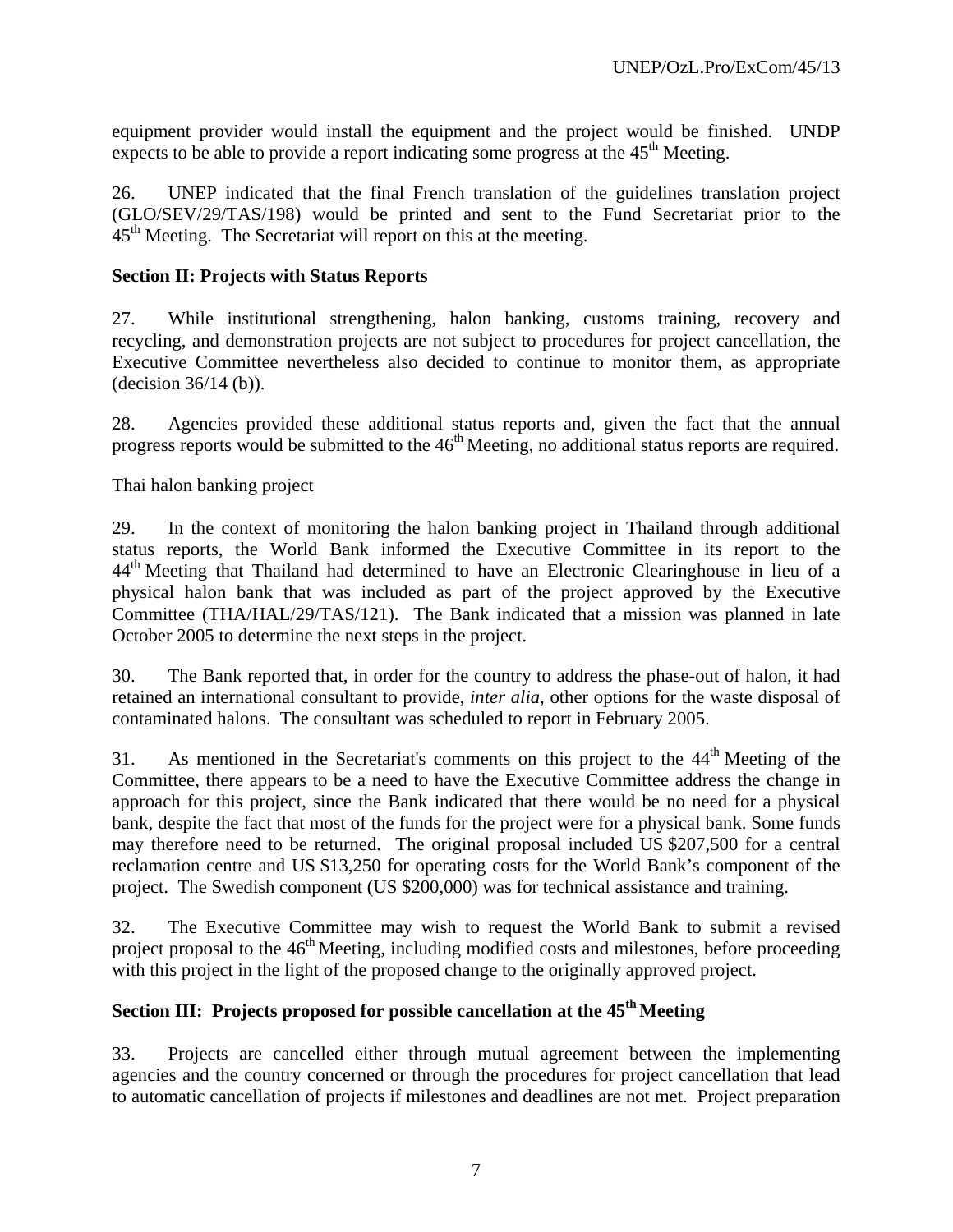equipment provider would install the equipment and the project would be finished. UNDP expects to be able to provide a report indicating some progress at the 45th Meeting.

26. UNEP indicated that the final French translation of the guidelines translation project (GLO/SEV/29/TAS/198) would be printed and sent to the Fund Secretariat prior to the 45th Meeting. The Secretariat will report on this at the meeting.

## Section II: Projects with Status Reports

27. While institutional strengthening, halon banking, customs training, recovery and recycling, and demonstration projects are not subject to procedures for project cancellation, the Executive Committee nevertheless also decided to continue to monitor them, as appropriate (decision 36/14 (b)).

28. Agencies provided these additional status reports and, given the fact that the annual progress reports would be submitted to the 46th Meeting, no additional status reports are required.

Thai halon banking project

29. In the context of monitoring the halon banking project in Thailand through additional status reports, the World Bank informed the Executive Committee in its report to the 44th Meeting that Thailand had determined to have an Electronic Clearinghouse in lieu of a physical halon bank that was included as part of the project approved by the Executive Committee (THA/HAL/29/TAS/121). The Bank indicated that a mission was planned in late October 2005 to determine the next steps in the project.

30. The Bank reported that, in order for the country to address the phase-out of halon, it had retained an international consultant to provide, *inter alia,* other options for the waste disposal of contaminated halons. The consultant was scheduled to report in February 2005.

31. As mentioned in the Secretariat's comments on this project to the 44th Meeting of the Committee, there appears to be a need to have the Executive Committee address the change in approach for this project, since the Bank indicated that there would be no need for a physical bank, despite the fact that most of the funds for the project were for a physical bank. Some funds may therefore need to be returned. The original proposal included US $207,500 for a central reclamation centre and US $13,250 for operating costs for the World Bank's component of the project. The Swedish component (US $200,000) was for technical assistance and training.

32. The Executive Committee may wish to request the World Bank to submit a revised project proposal to the 46th Meeting, including modified costs and milestones, before proceeding with this project in the light of the proposed change to the originally approved project.

## Section III: Projects proposed for possible cancellation at the 45th Meeting

33. Projects are cancelled either through mutual agreement between the implementing agencies and the country concerned or through the procedures for project cancellation that lead to automatic cancellation of projects if milestones and deadlines are not met. Project preparation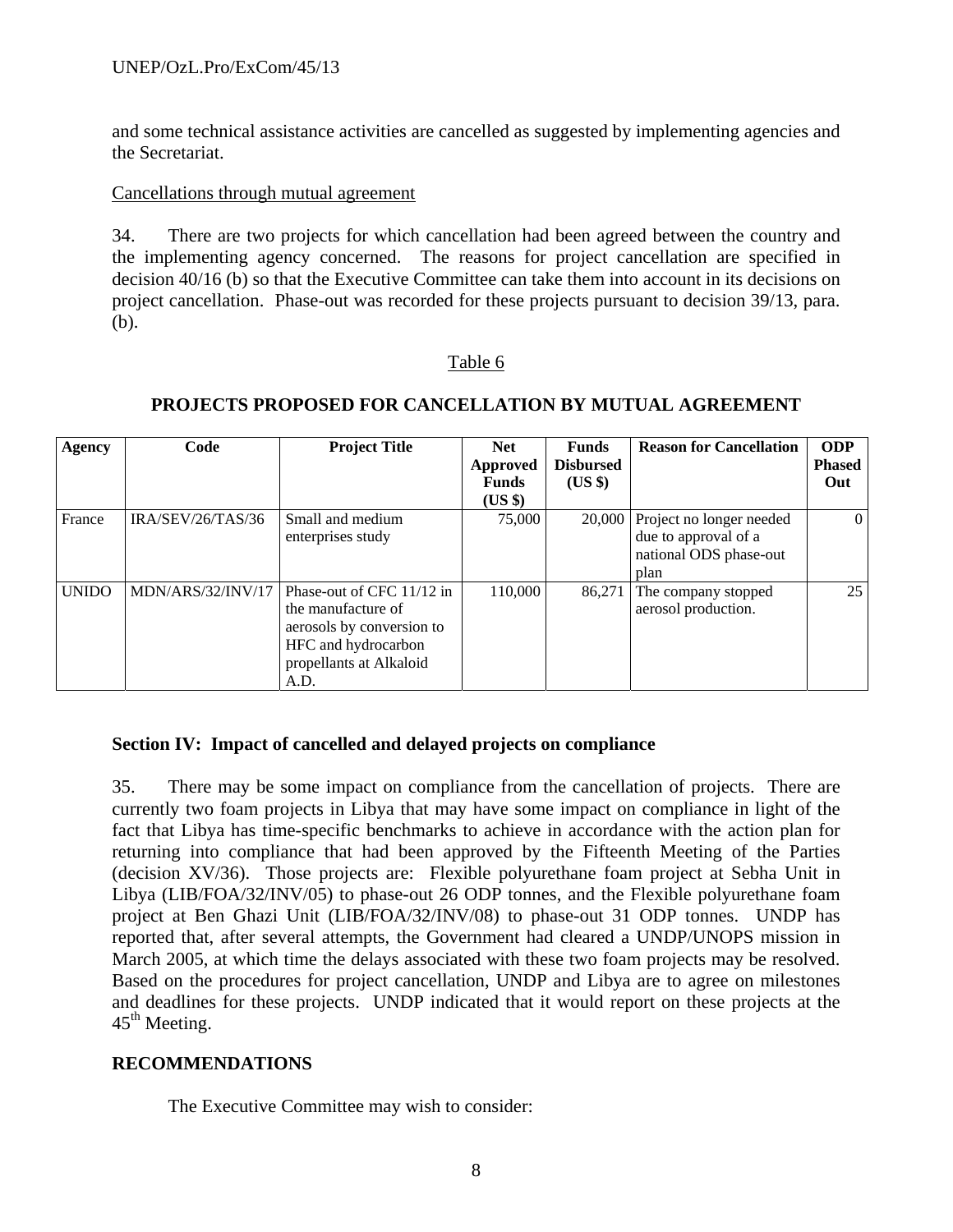and some technical assistance activities are cancelled as suggested by implementing agencies and the Secretariat.

Cancellations through mutual agreement

34. There are two projects for which cancellation had been agreed between the country and the implementing agency concerned. The reasons for project cancellation are specified in decision 40/16 (b) so that the Executive Committee can take them into account in its decisions on project cancellation. Phase-out was recorded for these projects pursuant to decision 39/13, para. (b).

Table 6

**PROJECTS PROPOSED FOR CANCELLATION BY MUTUAL AGREEMENT**

| Agency | Code | Project Title | Net Approved Funds (US $) | Funds Disbursed (US $) | Reason for Cancellation | ODP Phased Out |
|---|---|---|---|---|---|---|
| France | IRA/SEV/26/TAS/36 | Small and medium enterprises study | 75,000 | 20,000 | Project no longer needed due to approval of a national ODS phase-out plan | 0 |
| UNIDO | MDN/ARS/32/INV/17 | Phase-out of CFC 11/12 in the manufacture of aerosols by conversion to HFC and hydrocarbon propellants at Alkaloid A.D. | 110,000 | 86,271 | The company stopped aerosol production. | 25 |

**Section IV: Impact of cancelled and delayed projects on compliance**

35. There may be some impact on compliance from the cancellation of projects. There are currently two foam projects in Libya that may have some impact on compliance in light of the fact that Libya has time-specific benchmarks to achieve in accordance with the action plan for returning into compliance that had been approved by the Fifteenth Meeting of the Parties (decision XV/36). Those projects are: Flexible polyurethane foam project at Sebha Unit in Libya (LIB/FOA/32/INV/05) to phase-out 26 ODP tonnes, and the Flexible polyurethane foam project at Ben Ghazi Unit (LIB/FOA/32/INV/08) to phase-out 31 ODP tonnes. UNDP has reported that, after several attempts, the Government had cleared a UNDP/UNOPS mission in March 2005, at which time the delays associated with these two foam projects may be resolved. Based on the procedures for project cancellation, UNDP and Libya are to agree on milestones and deadlines for these projects. UNDP indicated that it would report on these projects at the 45th Meeting.

**RECOMMENDATIONS**

The Executive Committee may wish to consider: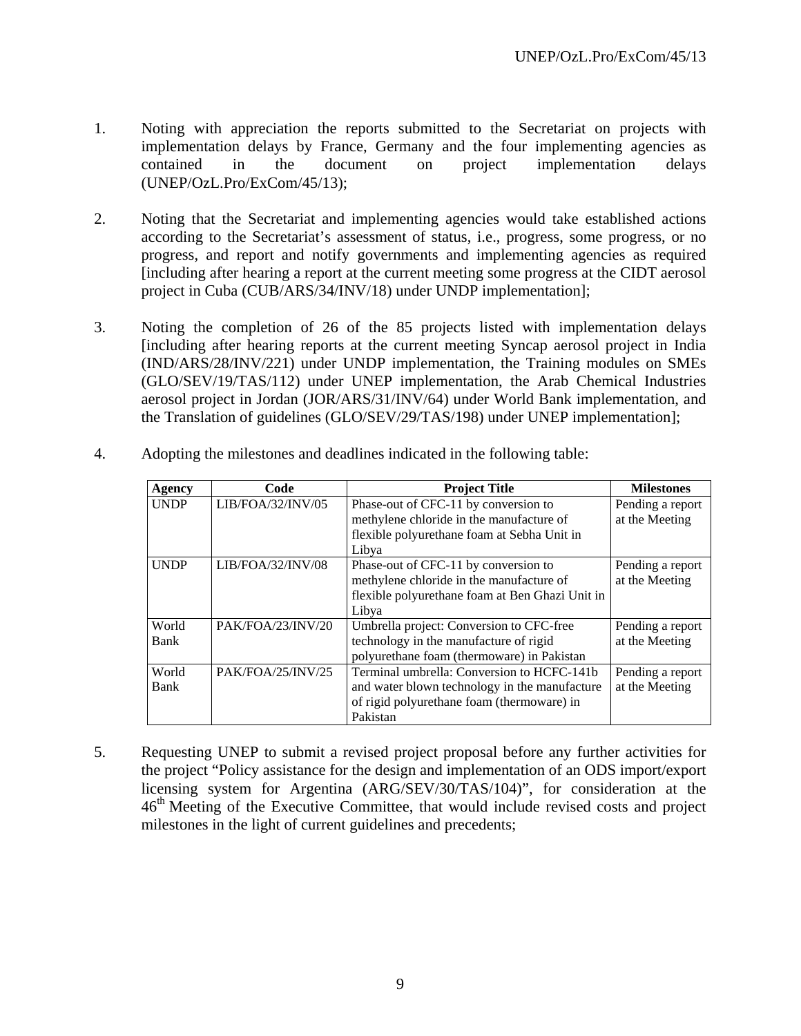1. Noting with appreciation the reports submitted to the Secretariat on projects with implementation delays by France, Germany and the four implementing agencies as contained in the document on project implementation delays (UNEP/OzL.Pro/ExCom/45/13);

2. Noting that the Secretariat and implementing agencies would take established actions according to the Secretariat's assessment of status, i.e., progress, some progress, or no progress, and report and notify governments and implementing agencies as required [including after hearing a report at the current meeting some progress at the CIDT aerosol project in Cuba (CUB/ARS/34/INV/18) under UNDP implementation];

3. Noting the completion of 26 of the 85 projects listed with implementation delays [including after hearing reports at the current meeting Syncap aerosol project in India (IND/ARS/28/INV/221) under UNDP implementation, the Training modules on SMEs (GLO/SEV/19/TAS/112) under UNEP implementation, the Arab Chemical Industries aerosol project in Jordan (JOR/ARS/31/INV/64) under World Bank implementation, and the Translation of guidelines (GLO/SEV/29/TAS/198) under UNEP implementation];

4. Adopting the milestones and deadlines indicated in the following table:

| Agency | Code | Project Title | Milestones |
|---|---|---|---|
| UNDP | LIB/FOA/32/INV/05 | Phase-out of CFC-11 by conversion to methylene chloride in the manufacture of flexible polyurethane foam at Sebha Unit in Libya | Pending a report at the Meeting |
| UNDP | LIB/FOA/32/INV/08 | Phase-out of CFC-11 by conversion to methylene chloride in the manufacture of flexible polyurethane foam at Ben Ghazi Unit in Libya | Pending a report at the Meeting |
| World Bank | PAK/FOA/23/INV/20 | Umbrella project: Conversion to CFC-free technology in the manufacture of rigid polyurethane foam (thermoware) in Pakistan | Pending a report at the Meeting |
| World Bank | PAK/FOA/25/INV/25 | Terminal umbrella: Conversion to HCFC-141b and water blown technology in the manufacture of rigid polyurethane foam (thermoware) in Pakistan | Pending a report at the Meeting |

5. Requesting UNEP to submit a revised project proposal before any further activities for the project "Policy assistance for the design and implementation of an ODS import/export licensing system for Argentina (ARG/SEV/30/TAS/104)", for consideration at the 46th Meeting of the Executive Committee, that would include revised costs and project milestones in the light of current guidelines and precedents;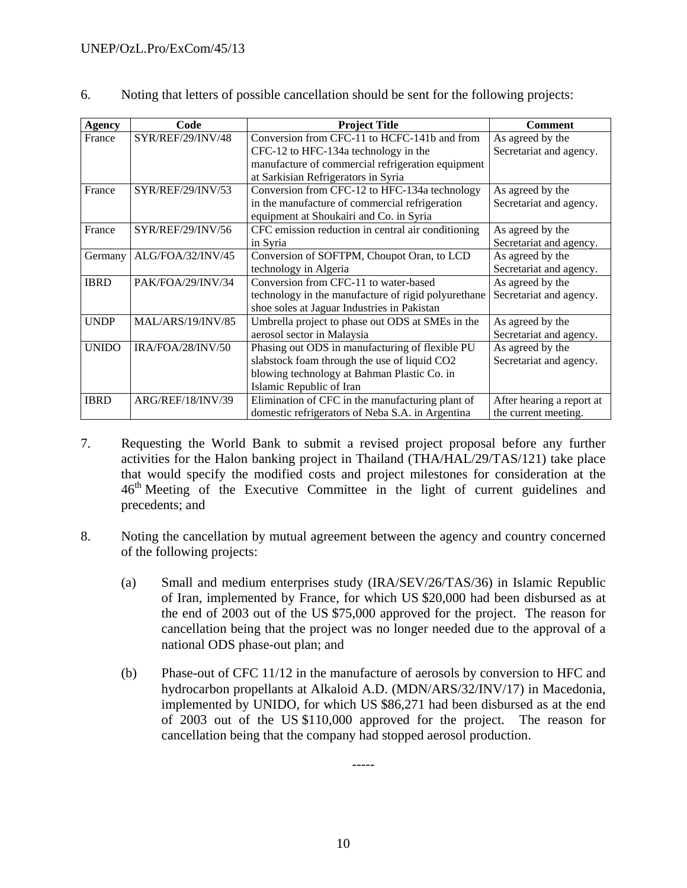6. Noting that letters of possible cancellation should be sent for the following projects:

| Agency | Code | Project Title | Comment |
|---|---|---|---|
| France | SYR/REF/29/INV/48 | Conversion from CFC-11 to HCFC-141b and from CFC-12 to HFC-134a technology in the manufacture of commercial refrigeration equipment at Sarkisian Refrigerators in Syria | As agreed by the Secretariat and agency. |
| France | SYR/REF/29/INV/53 | Conversion from CFC-12 to HFC-134a technology in the manufacture of commercial refrigeration equipment at Shoukairi and Co. in Syria | As agreed by the Secretariat and agency. |
| France | SYR/REF/29/INV/56 | CFC emission reduction in central air conditioning in Syria | As agreed by the Secretariat and agency. |
| Germany | ALG/FOA/32/INV/45 | Conversion of SOFTPM, Choupot Oran, to LCD technology in Algeria | As agreed by the Secretariat and agency. |
| IBRD | PAK/FOA/29/INV/34 | Conversion from CFC-11 to water-based technology in the manufacture of rigid polyurethane shoe soles at Jaguar Industries in Pakistan | As agreed by the Secretariat and agency. |
| UNDP | MAL/ARS/19/INV/85 | Umbrella project to phase out ODS at SMEs in the aerosol sector in Malaysia | As agreed by the Secretariat and agency. |
| UNIDO | IRA/FOA/28/INV/50 | Phasing out ODS in manufacturing of flexible PU slabstock foam through the use of liquid CO2 blowing technology at Bahman Plastic Co. in Islamic Republic of Iran | As agreed by the Secretariat and agency. |
| IBRD | ARG/REF/18/INV/39 | Elimination of CFC in the manufacturing plant of domestic refrigerators of Neba S.A. in Argentina | After hearing a report at the current meeting. |

7. Requesting the World Bank to submit a revised project proposal before any further activities for the Halon banking project in Thailand (THA/HAL/29/TAS/121) take place that would specify the modified costs and project milestones for consideration at the 46th Meeting of the Executive Committee in the light of current guidelines and precedents; and

8. Noting the cancellation by mutual agreement between the agency and country concerned of the following projects:

   (a) Small and medium enterprises study (IRA/SEV/26/TAS/36) in Islamic Republic of Iran, implemented by France, for which US $20,000 had been disbursed as at the end of 2003 out of the US $75,000 approved for the project. The reason for cancellation being that the project was no longer needed due to the approval of a national ODS phase-out plan; and

   (b) Phase-out of CFC 11/12 in the manufacture of aerosols by conversion to HFC and hydrocarbon propellants at Alkaloid A.D. (MDN/ARS/32/INV/17) in Macedonia, implemented by UNIDO, for which US $86,271 had been disbursed as at the end of 2003 out of the US $110,000 approved for the project. The reason for cancellation being that the company had stopped aerosol production.

-----